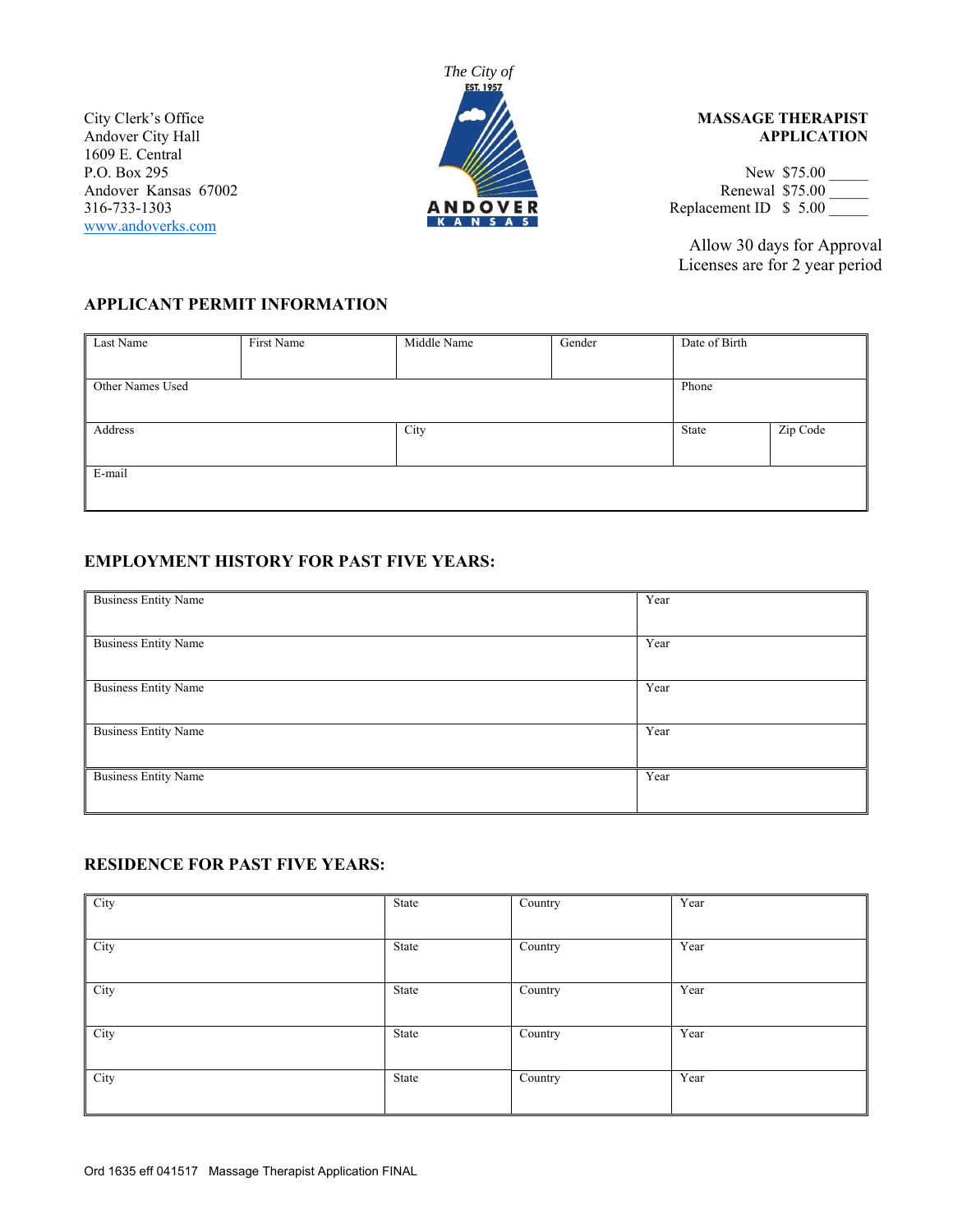City Clerk's Office
Andover City Hall
1609 E. Central
P.O. Box 295
Andover Kansas 67002
316-733-1303
www.andoverks.com

The City of
EST. 1957
ANDOVER
KANSAS

**MASSAGE THERAPIST APPLICATION**

New $75.00 _____
Renewal $75.00 _____
Replacement ID $ 5.00 _____

Allow 30 days for Approval
Licenses are for 2 year period

## APPLICANT PERMIT INFORMATION

| Last Name | First Name | Middle Name | Gender | Date of Birth | |
|---|---|---|---|---|---|
| Other Names Used | | | | Phone | |
| Address | | City | | State | Zip Code |
| E-mail | | | | | |

## EMPLOYMENT HISTORY FOR PAST FIVE YEARS:

| Business Entity Name | Year |
|---|---|
| Business Entity Name | Year |
| Business Entity Name | Year |
| Business Entity Name | Year |
| Business Entity Name | Year |

## RESIDENCE FOR PAST FIVE YEARS:

| City | State | Country | Year |
|---|---|---|---|
| City | State | Country | Year |
| City | State | Country | Year |
| City | State | Country | Year |
| City | State | Country | Year |

Ord 1635 eff 041517 Massage Therapist Application FINAL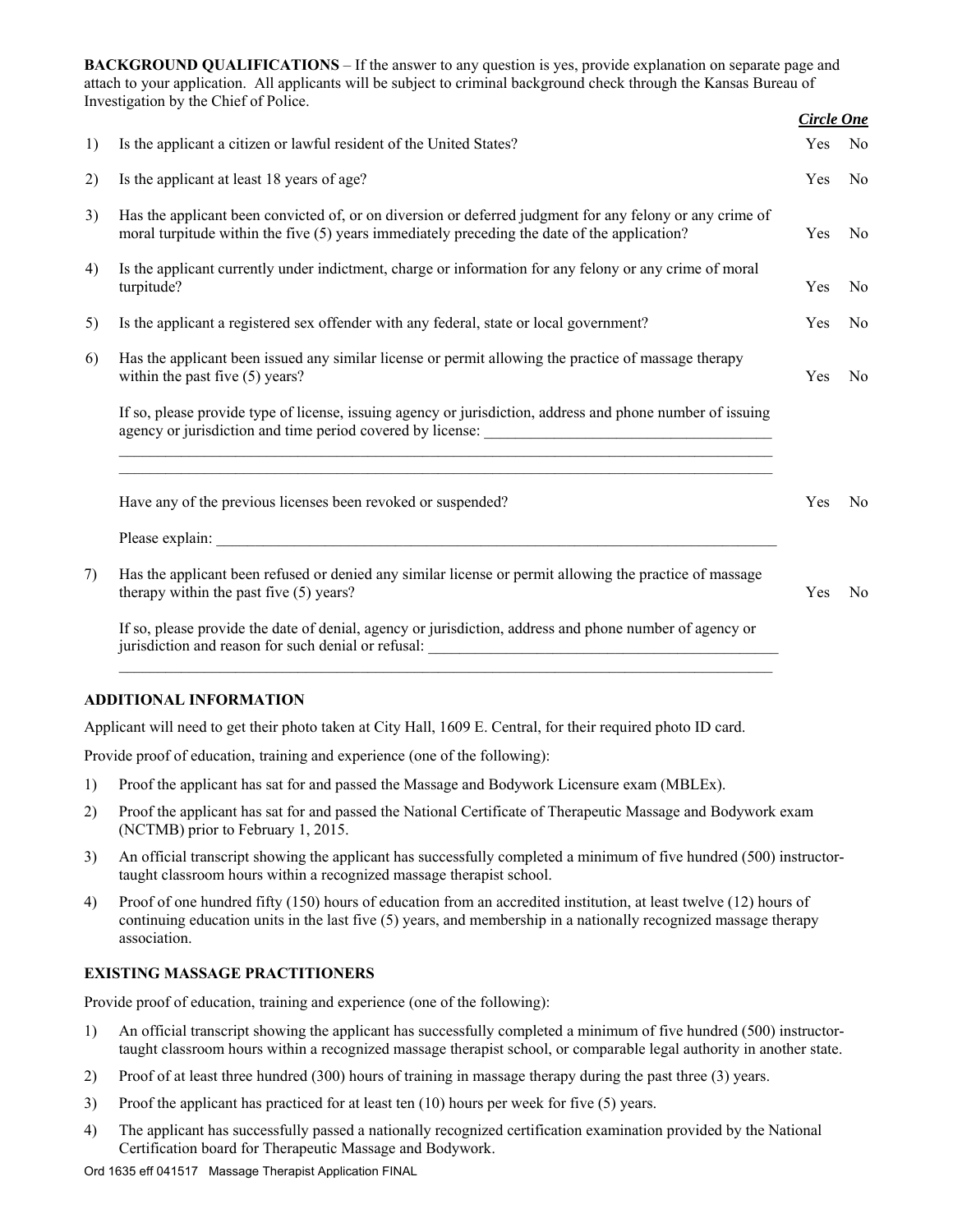**BACKGROUND QUALIFICATIONS** – If the answer to any question is yes, provide explanation on separate page and attach to your application. All applicants will be subject to criminal background check through the Kansas Bureau of Investigation by the Chief of Police.

| | | ***Circle One*** |
|---|---|---|
| 1) | Is the applicant a citizen or lawful resident of the United States? | Yes No |
| 2) | Is the applicant at least 18 years of age? | Yes No |
| 3) | Has the applicant been convicted of, or on diversion or deferred judgment for any felony or any crime of moral turpitude within the five (5) years immediately preceding the date of the application? | Yes No |
| 4) | Is the applicant currently under indictment, charge or information for any felony or any crime of moral turpitude? | Yes No |
| 5) | Is the applicant a registered sex offender with any federal, state or local government? | Yes No |
| 6) | Has the applicant been issued any similar license or permit allowing the practice of massage therapy within the past five (5) years? | Yes No |

If so, please provide type of license, issuing agency or jurisdiction, address and phone number of issuing agency or jurisdiction and time period covered by license: ______________________________________

______________________________________________________________________________________

______________________________________________________________________________________

Have any of the previous licenses been revoked or suspended? Yes No

Please explain: ______________________________________________________________________

7) Has the applicant been refused or denied any similar license or permit allowing the practice of massage therapy within the past five (5) years? Yes No

If so, please provide the date of denial, agency or jurisdiction, address and phone number of agency or jurisdiction and reason for such denial or refusal: ______________________________________________

______________________________________________________________________________________

**ADDITIONAL INFORMATION**

Applicant will need to get their photo taken at City Hall, 1609 E. Central, for their required photo ID card.

Provide proof of education, training and experience (one of the following):

1) Proof the applicant has sat for and passed the Massage and Bodywork Licensure exam (MBLEx).
2) Proof the applicant has sat for and passed the National Certificate of Therapeutic Massage and Bodywork exam (NCTMB) prior to February 1, 2015.
3) An official transcript showing the applicant has successfully completed a minimum of five hundred (500) instructor-taught classroom hours within a recognized massage therapist school.
4) Proof of one hundred fifty (150) hours of education from an accredited institution, at least twelve (12) hours of continuing education units in the last five (5) years, and membership in a nationally recognized massage therapy association.

**EXISTING MASSAGE PRACTITIONERS**

Provide proof of education, training and experience (one of the following):

1) An official transcript showing the applicant has successfully completed a minimum of five hundred (500) instructor-taught classroom hours within a recognized massage therapist school, or comparable legal authority in another state.
2) Proof of at least three hundred (300) hours of training in massage therapy during the past three (3) years.
3) Proof the applicant has practiced for at least ten (10) hours per week for five (5) years.
4) The applicant has successfully passed a nationally recognized certification examination provided by the National Certification board for Therapeutic Massage and Bodywork.

Ord 1635 eff 041517 Massage Therapist Application FINAL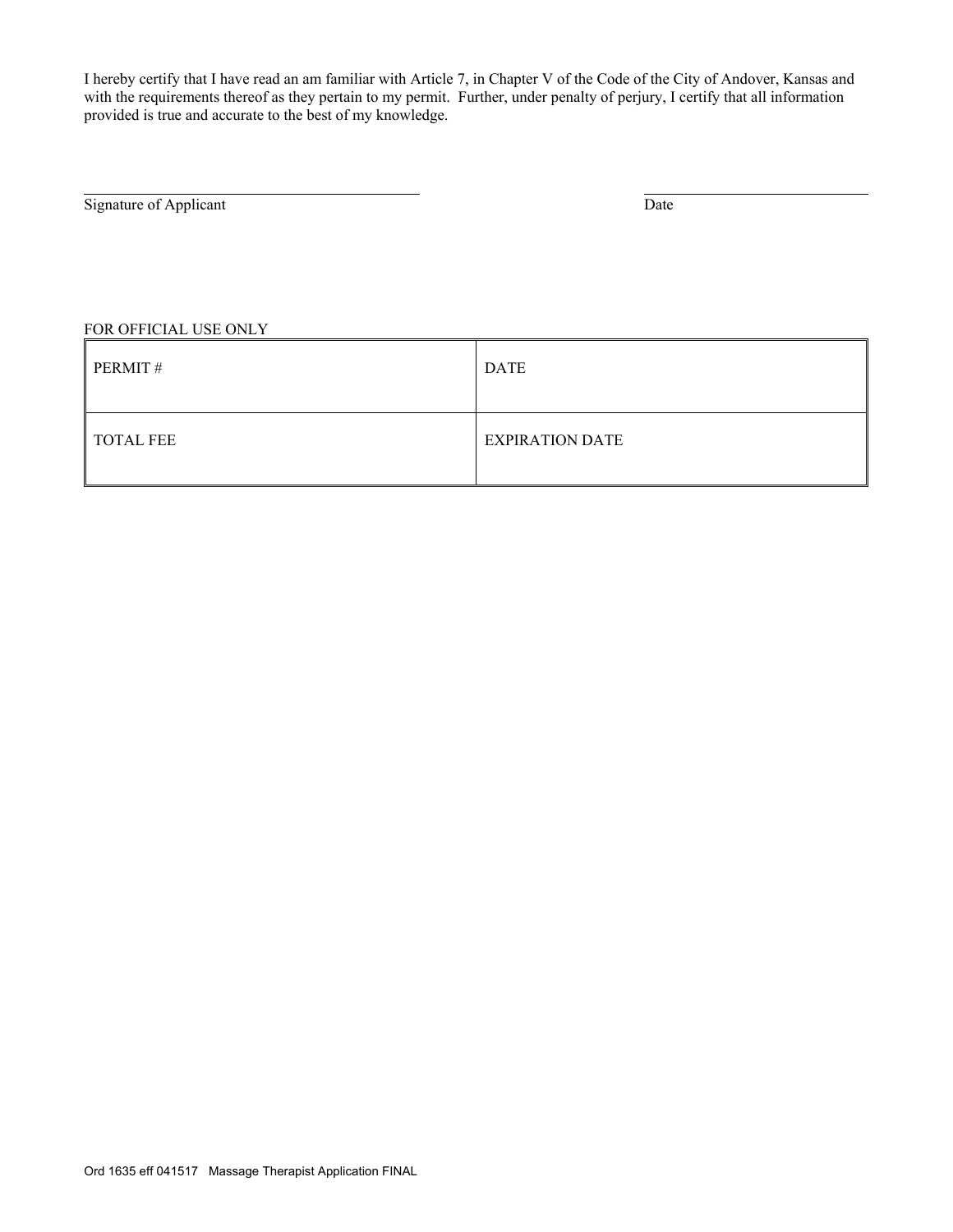I hereby certify that I have read an am familiar with Article 7, in Chapter V of the Code of the City of Andover, Kansas and with the requirements thereof as they pertain to my permit. Further, under penalty of perjury, I certify that all information provided is true and accurate to the best of my knowledge.

_______________________________________ ____________________

Signature of Applicant Date

FOR OFFICIAL USE ONLY

| | |
|---|---|
| PERMIT # | DATE |
| TOTAL FEE | EXPIRATION DATE |

Ord 1635 eff 041517 Massage Therapist Application FINAL